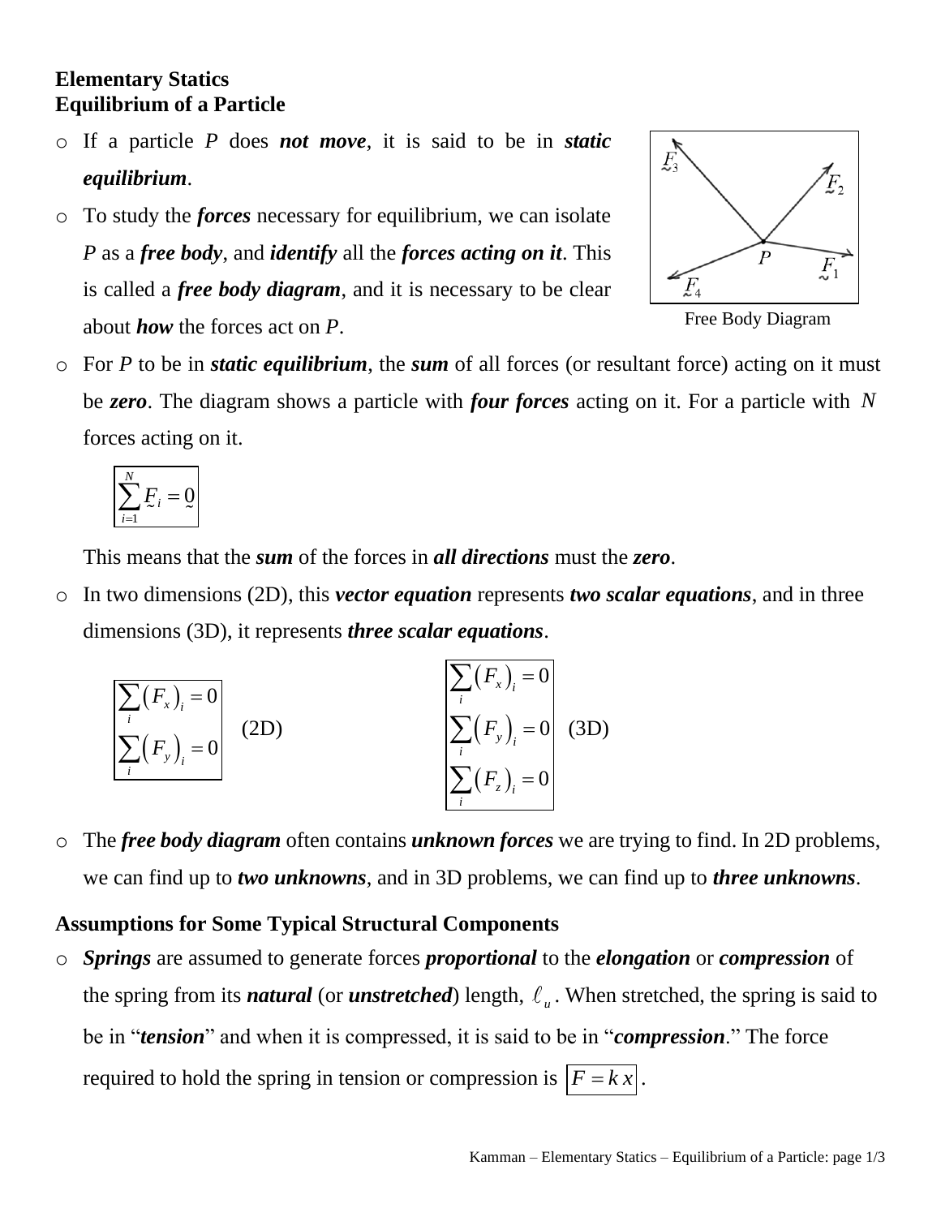**Elementary Statics**
**Equilibrium of a Particle**

- If a particle $P$ does ***not move***, it is said to be in ***static equilibrium***.
- To study the ***forces*** necessary for equilibrium, we can isolate $P$ as a ***free body***, and ***identify*** all the ***forces acting on it***. This is called a ***free body diagram***, and it is necessary to be clear about ***how*** the forces act on $P$.

$F_3$ $F_2$ $P$ $F_1$ $F_4$

Free Body Diagram

- For $P$ to be in ***static equilibrium***, the ***sum*** of all forces (or resultant force) acting on it must be ***zero***. The diagram shows a particle with ***four forces*** acting on it. For a particle with $N$ forces acting on it.

$$\boxed{\sum_{i=1}^{N} \underset{\sim}{F}_i = \underset{\sim}{0}}$$

This means that the ***sum*** of the forces in ***all directions*** must the ***zero***.

- In two dimensions (2D), this ***vector equation*** represents ***two scalar equations***, and in three dimensions (3D), it represents ***three scalar equations***.

$$\boxed{\begin{aligned} \sum_i (F_x)_i &= 0 \\ \sum_i (F_y)_i &= 0 \end{aligned}} \quad \text{(2D)} \qquad\qquad \boxed{\begin{aligned} \sum_i (F_x)_i &= 0 \\ \sum_i (F_y)_i &= 0 \\ \sum_i (F_z)_i &= 0 \end{aligned}} \quad \text{(3D)}$$

- The ***free body diagram*** often contains ***unknown forces*** we are trying to find. In 2D problems, we can find up to ***two unknowns***, and in 3D problems, we can find up to ***three unknowns***.

**Assumptions for Some Typical Structural Components**

- ***Springs*** are assumed to generate forces ***proportional*** to the ***elongation*** or ***compression*** of the spring from its ***natural*** (or ***unstretched***) length, $\ell_u$. When stretched, the spring is said to be in "***tension***" and when it is compressed, it is said to be in "***compression***." The force required to hold the spring in tension or compression is $\boxed{F = k\,x}$.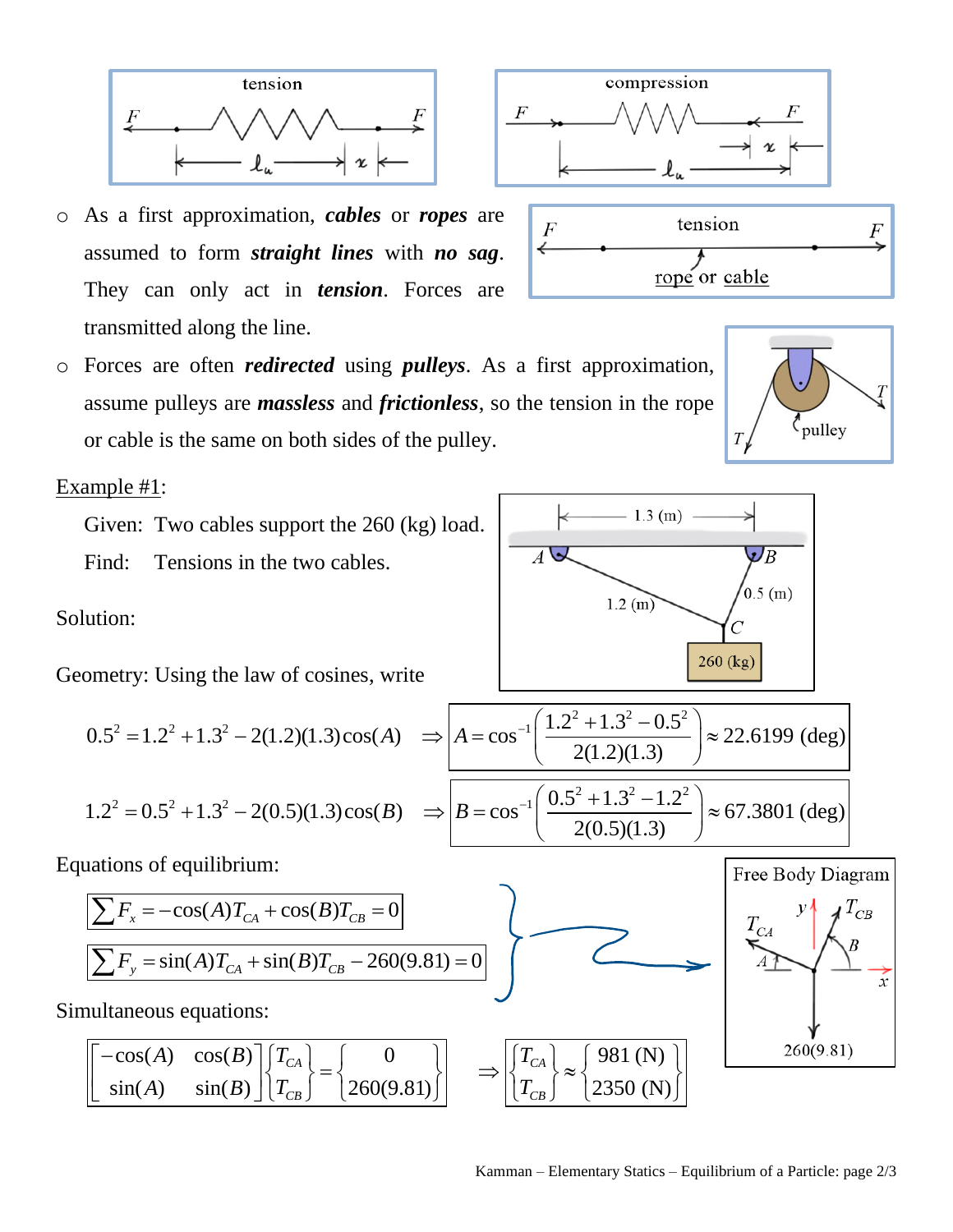tension

compression

- As a first approximation, ***cables*** or ***ropes*** are assumed to form ***straight lines*** with ***no sag***. They can only act in ***tension***. Forces are transmitted along the line.

tension

rope or cable

- Forces are often ***redirected*** using ***pulleys***. As a first approximation, assume pulleys are ***massless*** and ***frictionless***, so the tension in the rope or cable is the same on both sides of the pulley.

pulley

Example #1:

Given: Two cables support the 260 (kg) load.

Find: Tensions in the two cables.

Solution:

Geometry: Using the law of cosines, write

$$0.5^2 = 1.2^2 + 1.3^2 - 2(1.2)(1.3)\cos(A) \quad \Rightarrow \quad A = \cos^{-1}\left(\frac{1.2^2 + 1.3^2 - 0.5^2}{2(1.2)(1.3)}\right) \approx 22.6199 \text{ (deg)}$$

$$1.2^2 = 0.5^2 + 1.3^2 - 2(0.5)(1.3)\cos(B) \quad \Rightarrow \quad B = \cos^{-1}\left(\frac{0.5^2 + 1.3^2 - 1.2^2}{2(0.5)(1.3)}\right) \approx 67.3801 \text{ (deg)}$$

Equations of equilibrium:

$$\sum F_x = -\cos(A)T_{CA} + \cos(B)T_{CB} = 0$$

$$\sum F_y = \sin(A)T_{CA} + \sin(B)T_{CB} - 260(9.81) = 0$$

Free Body Diagram

Simultaneous equations:

$$\begin{bmatrix} -\cos(A) & \cos(B) \\ \sin(A) & \sin(B) \end{bmatrix} \begin{Bmatrix} T_{CA} \\ T_{CB} \end{Bmatrix} = \begin{Bmatrix} 0 \\ 260(9.81) \end{Bmatrix} \quad \Rightarrow \quad \begin{Bmatrix} T_{CA} \\ T_{CB} \end{Bmatrix} \approx \begin{Bmatrix} 981 \text{ (N)} \\ 2350 \text{ (N)} \end{Bmatrix}$$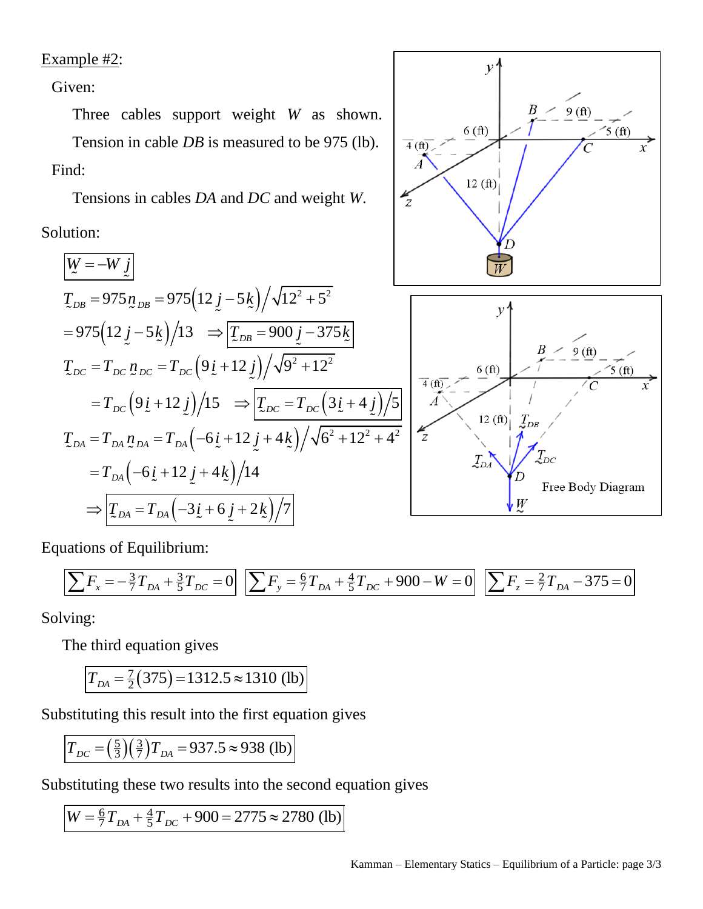Example #2:

Given:

Three cables support weight $W$ as shown. Tension in cable $DB$ is measured to be 975 (lb).

Find:

Tensions in cables $DA$ and $DC$ and weight $W$.

y
B
9 (ft)
6 (ft)
5 (ft)
4 (ft)
C
x
A
12 (ft)
z
D
W

y
B
9 (ft)
6 (ft)
5 (ft)
4 (ft)
C
x
A
12 (ft)
$\underset{\sim}{T}_{DB}$
z
$\underset{\sim}{T}_{DA}$
$\underset{\sim}{T}_{DC}$
D
Free Body Diagram
$\underset{\sim}{W}$

Solution:

$$\boxed{\underset{\sim}{W} = -W\,\underset{\sim}{j}}$$

$$\underset{\sim}{T}_{DB} = 975\,\underset{\sim}{n}_{DB} = 975\left(12\,\underset{\sim}{j} - 5\,\underset{\sim}{k}\right)\Big/\sqrt{12^2+5^2}$$

$$= 975\left(12\,\underset{\sim}{j} - 5\,\underset{\sim}{k}\right)\Big/13 \quad \Rightarrow \boxed{\underset{\sim}{T}_{DB} = 900\,\underset{\sim}{j} - 375\,\underset{\sim}{k}}$$

$$\underset{\sim}{T}_{DC} = T_{DC}\,\underset{\sim}{n}_{DC} = T_{DC}\left(9\,\underset{\sim}{i} + 12\,\underset{\sim}{j}\right)\Big/\sqrt{9^2+12^2}$$

$$= T_{DC}\left(9\,\underset{\sim}{i} + 12\,\underset{\sim}{j}\right)\Big/15 \quad \Rightarrow \boxed{\underset{\sim}{T}_{DC} = T_{DC}\left(3\,\underset{\sim}{i} + 4\,\underset{\sim}{j}\right)\Big/5}$$

$$\underset{\sim}{T}_{DA} = T_{DA}\,\underset{\sim}{n}_{DA} = T_{DA}\left(-6\,\underset{\sim}{i} + 12\,\underset{\sim}{j} + 4\,\underset{\sim}{k}\right)\Big/\sqrt{6^2+12^2+4^2}$$

$$= T_{DA}\left(-6\,\underset{\sim}{i} + 12\,\underset{\sim}{j} + 4\,\underset{\sim}{k}\right)\Big/14$$

$$\Rightarrow \boxed{\underset{\sim}{T}_{DA} = T_{DA}\left(-3\,\underset{\sim}{i} + 6\,\underset{\sim}{j} + 2\,\underset{\sim}{k}\right)\Big/7}$$

Equations of Equilibrium:

$$\boxed{\sum F_x = -\tfrac{3}{7}T_{DA} + \tfrac{3}{5}T_{DC} = 0} \quad \boxed{\sum F_y = \tfrac{6}{7}T_{DA} + \tfrac{4}{5}T_{DC} + 900 - W = 0} \quad \boxed{\sum F_z = \tfrac{2}{7}T_{DA} - 375 = 0}$$

Solving:

The third equation gives

$$\boxed{T_{DA} = \tfrac{7}{2}(375) = 1312.5 \approx 1310 \text{ (lb)}}$$

Substituting this result into the first equation gives

$$\boxed{T_{DC} = \left(\tfrac{5}{3}\right)\left(\tfrac{3}{7}\right)T_{DA} = 937.5 \approx 938 \text{ (lb)}}$$

Substituting these two results into the second equation gives

$$\boxed{W = \tfrac{6}{7}T_{DA} + \tfrac{4}{5}T_{DC} + 900 = 2775 \approx 2780 \text{ (lb)}}$$